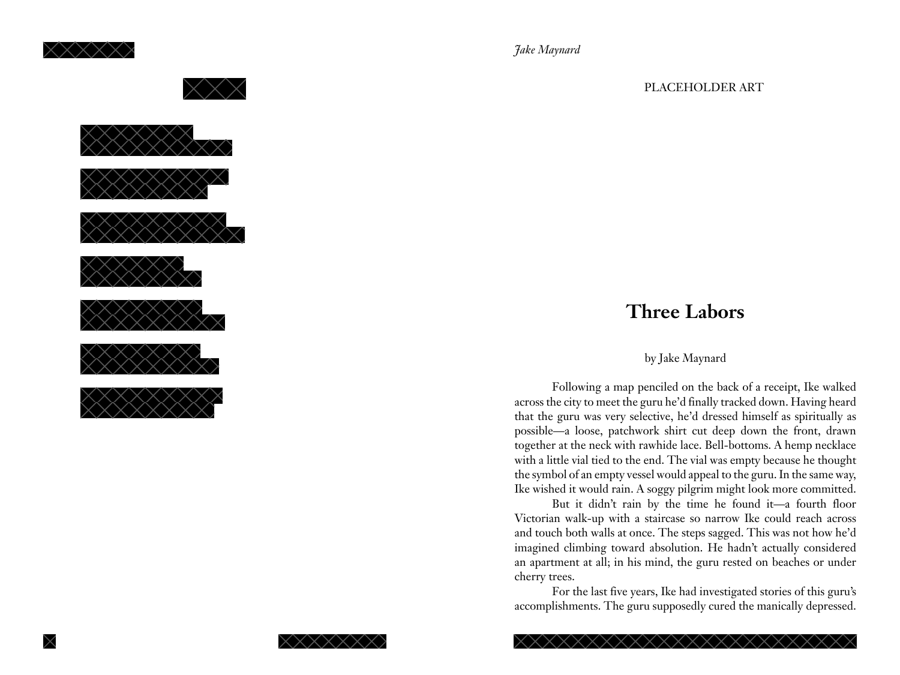PLACEHOLDER ART

# Three Labors

by Jake Maynard

Following a map penciled on the back of a receipt, Ike walked across the city to meet the guru he'd finally tracked down. Having heard that the guru was very selective, he'd dressed himself as spiritually as possible—a loose, patchwork shirt cut deep down the front, drawn together at the neck with rawhide lace. Bell-bottoms. A hemp necklace with a little vial tied to the end. The vial was empty because he thought the symbol of an empty vessel would appeal to the guru. In the same way, Ike wished it would rain. A soggy pilgrim might look more committed.

But it didn't rain by the time he found it—a fourth floor Victorian walk-up with a staircase so narrow Ike could reach across and touch both walls at once. The steps sagged. This was not how he'd imagined climbing toward absolution. He hadn't actually considered an apartment at all; in his mind, the guru rested on beaches or under cherry trees.

For the last five years, Ike had investigated stories of this guru's accomplishments. The guru supposedly cured the manically depressed.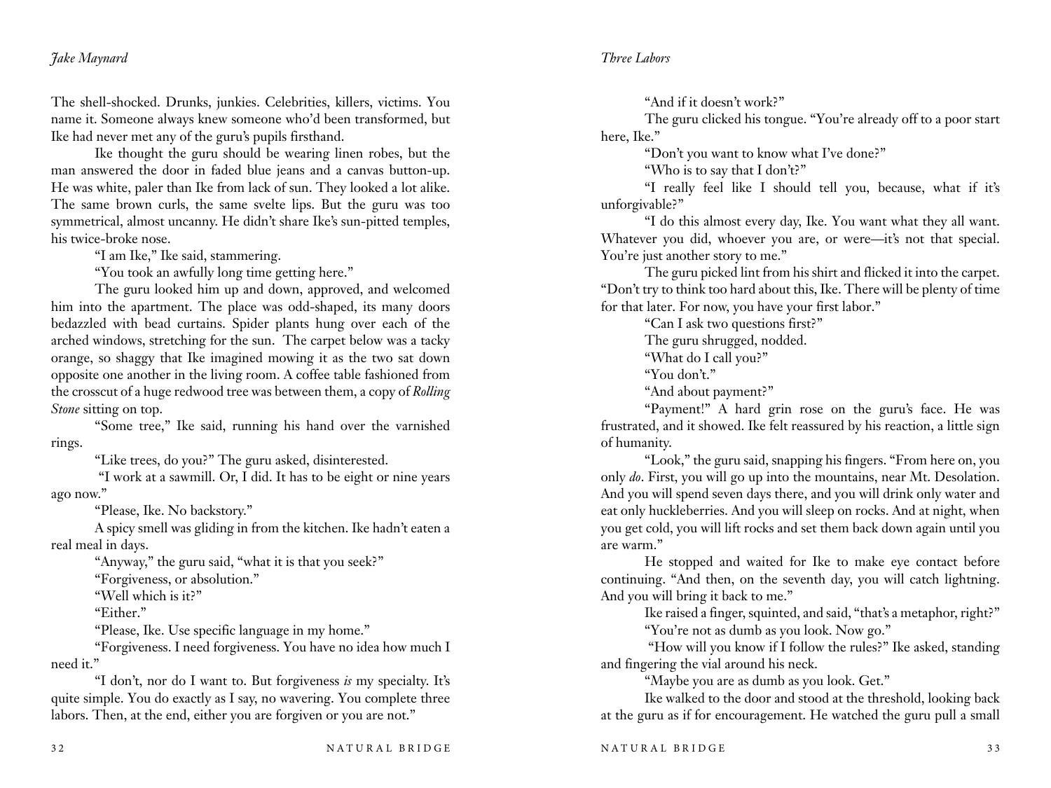The shell-shocked. Drunks, junkies. Celebrities, killers, victims. You name it. Someone always knew someone who'd been transformed, but Ike had never met any of the guru's pupils firsthand.

Ike thought the guru should be wearing linen robes, but the man answered the door in faded blue jeans and a canvas button-up. He was white, paler than Ike from lack of sun. They looked a lot alike. The same brown curls, the same svelte lips. But the guru was too symmetrical, almost uncanny. He didn't share Ike's sun-pitted temples, his twice-broke nose.

"I am Ike," Ike said, stammering.

"You took an awfully long time getting here."

The guru looked him up and down, approved, and welcomed him into the apartment. The place was odd-shaped, its many doors bedazzled with bead curtains. Spider plants hung over each of the arched windows, stretching for the sun. The carpet below was a tacky orange, so shaggy that Ike imagined mowing it as the two sat down opposite one another in the living room. A coffee table fashioned from the crosscut of a huge redwood tree was between them, a copy of *Rolling Stone* sitting on top.

"Some tree," Ike said, running his hand over the varnished rings.

"Like trees, do you?" The guru asked, disinterested.

"I work at a sawmill. Or, I did. It has to be eight or nine years ago now."

"Please, Ike. No backstory."

A spicy smell was gliding in from the kitchen. Ike hadn't eaten a real meal in days.

"Anyway," the guru said, "what it is that you seek?"

"Forgiveness, or absolution."

"Well which is it?"

"Either."

"Please, Ike. Use specific language in my home."

"Forgiveness. I need forgiveness. You have no idea how much I need it."

"I don't, nor do I want to. But forgiveness *is* my specialty. It's quite simple. You do exactly as I say, no wavering. You complete three labors. Then, at the end, either you are forgiven or you are not."

"And if it doesn't work?"

The guru clicked his tongue. "You're already off to a poor start here, Ike."

"Don't you want to know what I've done?"

"Who is to say that I don't?"

"I really feel like I should tell you, because, what if it's unforgivable?"

"I do this almost every day, Ike. You want what they all want. Whatever you did, whoever you are, or were—it's not that special. You're just another story to me."

The guru picked lint from his shirt and flicked it into the carpet. "Don't try to think too hard about this, Ike. There will be plenty of time for that later. For now, you have your first labor."

"Can I ask two questions first?"

The guru shrugged, nodded.

"What do I call you?"

"You don't."

"And about payment?"

"Payment!" A hard grin rose on the guru's face. He was frustrated, and it showed. Ike felt reassured by his reaction, a little sign of humanity.

"Look," the guru said, snapping his fingers. "From here on, you only *do*. First, you will go up into the mountains, near Mt. Desolation. And you will spend seven days there, and you will drink only water and eat only huckleberries. And you will sleep on rocks. And at night, when you get cold, you will lift rocks and set them back down again until you are warm."

He stopped and waited for Ike to make eye contact before continuing. "And then, on the seventh day, you will catch lightning. And you will bring it back to me."

Ike raised a finger, squinted, and said, "that's a metaphor, right?"

"You're not as dumb as you look. Now go."

"How will you know if I follow the rules?" Ike asked, standing and fingering the vial around his neck.

"Maybe you are as dumb as you look. Get."

Ike walked to the door and stood at the threshold, looking back at the guru as if for encouragement. He watched the guru pull a small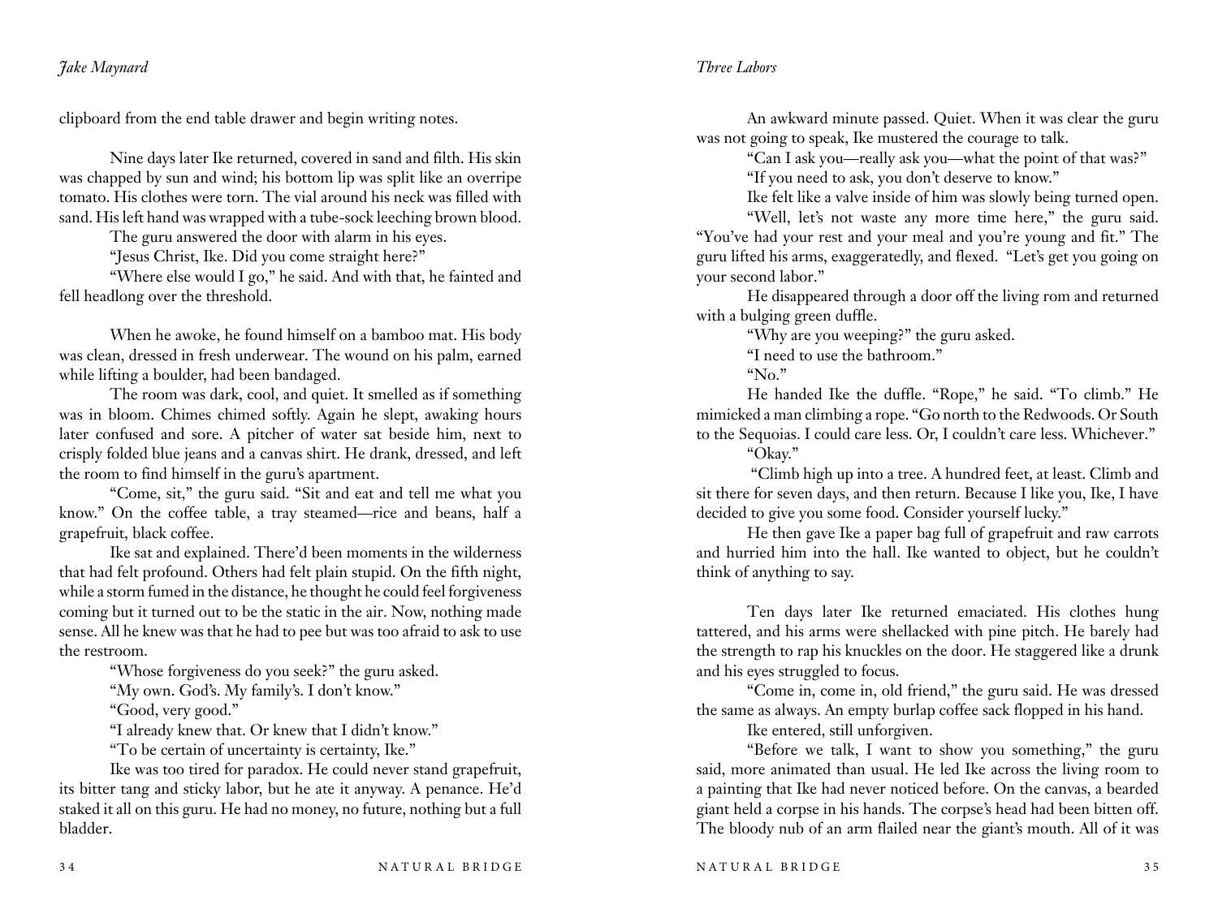clipboard from the end table drawer and begin writing notes.

Nine days later Ike returned, covered in sand and filth. His skin was chapped by sun and wind; his bottom lip was split like an overripe tomato. His clothes were torn. The vial around his neck was filled with sand. His left hand was wrapped with a tube-sock leeching brown blood.

The guru answered the door with alarm in his eyes.

"Jesus Christ, Ike. Did you come straight here?"

"Where else would I go," he said. And with that, he fainted and fell headlong over the threshold.

When he awoke, he found himself on a bamboo mat. His body was clean, dressed in fresh underwear. The wound on his palm, earned while lifting a boulder, had been bandaged.

The room was dark, cool, and quiet. It smelled as if something was in bloom. Chimes chimed softly. Again he slept, awaking hours later confused and sore. A pitcher of water sat beside him, next to crisply folded blue jeans and a canvas shirt. He drank, dressed, and left the room to find himself in the guru's apartment.

"Come, sit," the guru said. "Sit and eat and tell me what you know." On the coffee table, a tray steamed—rice and beans, half a grapefruit, black coffee.

Ike sat and explained. There'd been moments in the wilderness that had felt profound. Others had felt plain stupid. On the fifth night, while a storm fumed in the distance, he thought he could feel forgiveness coming but it turned out to be the static in the air. Now, nothing made sense. All he knew was that he had to pee but was too afraid to ask to use the restroom.

"Whose forgiveness do you seek?" the guru asked.

"My own. God's. My family's. I don't know."

"Good, very good."

"I already knew that. Or knew that I didn't know."

"To be certain of uncertainty is certainty, Ike."

Ike was too tired for paradox. He could never stand grapefruit, its bitter tang and sticky labor, but he ate it anyway. A penance. He'd staked it all on this guru. He had no money, no future, nothing but a full bladder.

An awkward minute passed. Quiet. When it was clear the guru was not going to speak, Ike mustered the courage to talk.

"Can I ask you—really ask you—what the point of that was?"

"If you need to ask, you don't deserve to know."

Ike felt like a valve inside of him was slowly being turned open.

"Well, let's not waste any more time here," the guru said. "You've had your rest and your meal and you're young and fit." The guru lifted his arms, exaggeratedly, and flexed. "Let's get you going on your second labor."

He disappeared through a door off the living rom and returned with a bulging green duffle.

"Why are you weeping?" the guru asked.

"I need to use the bathroom."

"No."

He handed Ike the duffle. "Rope," he said. "To climb." He mimicked a man climbing a rope. "Go north to the Redwoods. Or South to the Sequoias. I could care less. Or, I couldn't care less. Whichever."

"Okay."

"Climb high up into a tree. A hundred feet, at least. Climb and sit there for seven days, and then return. Because I like you, Ike, I have decided to give you some food. Consider yourself lucky."

He then gave Ike a paper bag full of grapefruit and raw carrots and hurried him into the hall. Ike wanted to object, but he couldn't think of anything to say.

Ten days later Ike returned emaciated. His clothes hung tattered, and his arms were shellacked with pine pitch. He barely had the strength to rap his knuckles on the door. He staggered like a drunk and his eyes struggled to focus.

"Come in, come in, old friend," the guru said. He was dressed the same as always. An empty burlap coffee sack flopped in his hand.

Ike entered, still unforgiven.

"Before we talk, I want to show you something," the guru said, more animated than usual. He led Ike across the living room to a painting that Ike had never noticed before. On the canvas, a bearded giant held a corpse in his hands. The corpse's head had been bitten off. The bloody nub of an arm flailed near the giant's mouth. All of it was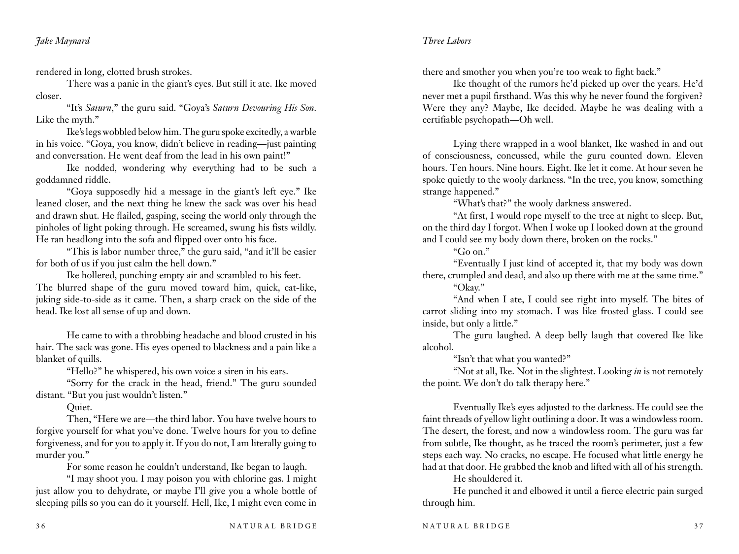rendered in long, clotted brush strokes.

There was a panic in the giant's eyes. But still it ate. Ike moved closer.

"It's *Saturn*," the guru said. "Goya's *Saturn Devouring His Son*. Like the myth."

Ike's legs wobbled below him. The guru spoke excitedly, a warble in his voice. "Goya, you know, didn't believe in reading—just painting and conversation. He went deaf from the lead in his own paint!"

Ike nodded, wondering why everything had to be such a goddamned riddle.

"Goya supposedly hid a message in the giant's left eye." Ike leaned closer, and the next thing he knew the sack was over his head and drawn shut. He flailed, gasping, seeing the world only through the pinholes of light poking through. He screamed, swung his fists wildly. He ran headlong into the sofa and flipped over onto his face.

"This is labor number three," the guru said, "and it'll be easier for both of us if you just calm the hell down."

Ike hollered, punching empty air and scrambled to his feet. The blurred shape of the guru moved toward him, quick, cat-like, juking side-to-side as it came. Then, a sharp crack on the side of the head. Ike lost all sense of up and down.

He came to with a throbbing headache and blood crusted in his hair. The sack was gone. His eyes opened to blackness and a pain like a blanket of quills.

"Hello?" he whispered, his own voice a siren in his ears.

"Sorry for the crack in the head, friend." The guru sounded distant. "But you just wouldn't listen."

Quiet.

Then, "Here we are—the third labor. You have twelve hours to forgive yourself for what you've done. Twelve hours for you to define forgiveness, and for you to apply it. If you do not, I am literally going to murder you."

For some reason he couldn't understand, Ike began to laugh.

"I may shoot you. I may poison you with chlorine gas. I might just allow you to dehydrate, or maybe I'll give you a whole bottle of sleeping pills so you can do it yourself. Hell, Ike, I might even come in there and smother you when you're too weak to fight back."

Ike thought of the rumors he'd picked up over the years. He'd never met a pupil firsthand. Was this why he never found the forgiven? Were they any? Maybe, Ike decided. Maybe he was dealing with a certifiable psychopath—Oh well.

Lying there wrapped in a wool blanket, Ike washed in and out of consciousness, concussed, while the guru counted down. Eleven hours. Ten hours. Nine hours. Eight. Ike let it come. At hour seven he spoke quietly to the wooly darkness. "In the tree, you know, something strange happened."

"What's that?" the wooly darkness answered.

"At first, I would rope myself to the tree at night to sleep. But, on the third day I forgot. When I woke up I looked down at the ground and I could see my body down there, broken on the rocks."

"Go on."

"Eventually I just kind of accepted it, that my body was down there, crumpled and dead, and also up there with me at the same time."

"Okay."

"And when I ate, I could see right into myself. The bites of carrot sliding into my stomach. I was like frosted glass. I could see inside, but only a little."

The guru laughed. A deep belly laugh that covered Ike like alcohol.

"Isn't that what you wanted?"

"Not at all, Ike. Not in the slightest. Looking *in* is not remotely the point. We don't do talk therapy here."

Eventually Ike's eyes adjusted to the darkness. He could see the faint threads of yellow light outlining a door. It was a windowless room. The desert, the forest, and now a windowless room. The guru was far from subtle, Ike thought, as he traced the room's perimeter, just a few steps each way. No cracks, no escape. He focused what little energy he had at that door. He grabbed the knob and lifted with all of his strength.

He shouldered it.

He punched it and elbowed it until a fierce electric pain surged through him.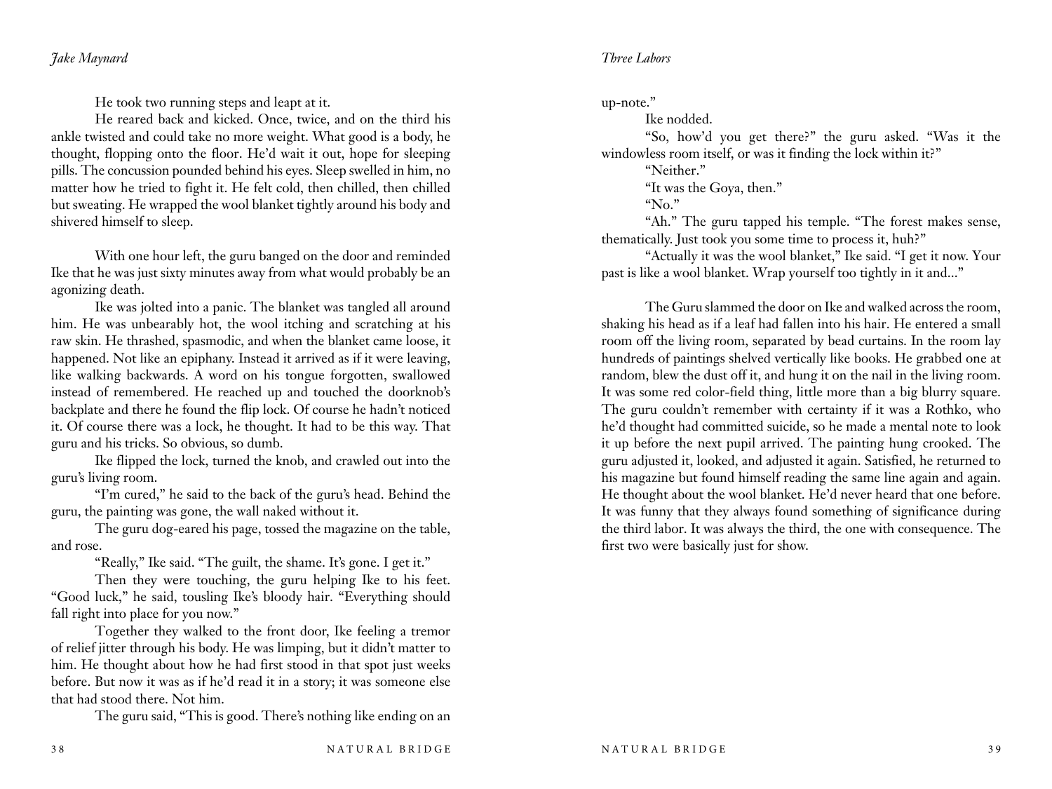He took two running steps and leapt at it.

He reared back and kicked. Once, twice, and on the third his ankle twisted and could take no more weight. What good is a body, he thought, flopping onto the floor. He'd wait it out, hope for sleeping pills. The concussion pounded behind his eyes. Sleep swelled in him, no matter how he tried to fight it. He felt cold, then chilled, then chilled but sweating. He wrapped the wool blanket tightly around his body and shivered himself to sleep.

With one hour left, the guru banged on the door and reminded Ike that he was just sixty minutes away from what would probably be an agonizing death.

Ike was jolted into a panic. The blanket was tangled all around him. He was unbearably hot, the wool itching and scratching at his raw skin. He thrashed, spasmodic, and when the blanket came loose, it happened. Not like an epiphany. Instead it arrived as if it were leaving, like walking backwards. A word on his tongue forgotten, swallowed instead of remembered. He reached up and touched the doorknob's backplate and there he found the flip lock. Of course he hadn't noticed it. Of course there was a lock, he thought. It had to be this way. That guru and his tricks. So obvious, so dumb.

Ike flipped the lock, turned the knob, and crawled out into the guru's living room.

"I'm cured," he said to the back of the guru's head. Behind the guru, the painting was gone, the wall naked without it.

The guru dog-eared his page, tossed the magazine on the table, and rose.

"Really," Ike said. "The guilt, the shame. It's gone. I get it."

Then they were touching, the guru helping Ike to his feet. "Good luck," he said, tousling Ike's bloody hair. "Everything should fall right into place for you now."

Together they walked to the front door, Ike feeling a tremor of relief jitter through his body. He was limping, but it didn't matter to him. He thought about how he had first stood in that spot just weeks before. But now it was as if he'd read it in a story; it was someone else that had stood there. Not him.

The guru said, "This is good. There's nothing like ending on an up-note."

Ike nodded.

"So, how'd you get there?" the guru asked. "Was it the windowless room itself, or was it finding the lock within it?"

"Neither."

"It was the Goya, then."

"No."

"Ah." The guru tapped his temple. "The forest makes sense, thematically. Just took you some time to process it, huh?"

"Actually it was the wool blanket," Ike said. "I get it now. Your past is like a wool blanket. Wrap yourself too tightly in it and..."

The Guru slammed the door on Ike and walked across the room, shaking his head as if a leaf had fallen into his hair. He entered a small room off the living room, separated by bead curtains. In the room lay hundreds of paintings shelved vertically like books. He grabbed one at random, blew the dust off it, and hung it on the nail in the living room. It was some red color-field thing, little more than a big blurry square. The guru couldn't remember with certainty if it was a Rothko, who he'd thought had committed suicide, so he made a mental note to look it up before the next pupil arrived. The painting hung crooked. The guru adjusted it, looked, and adjusted it again. Satisfied, he returned to his magazine but found himself reading the same line again and again. He thought about the wool blanket. He'd never heard that one before. It was funny that they always found something of significance during the third labor. It was always the third, the one with consequence. The first two were basically just for show.